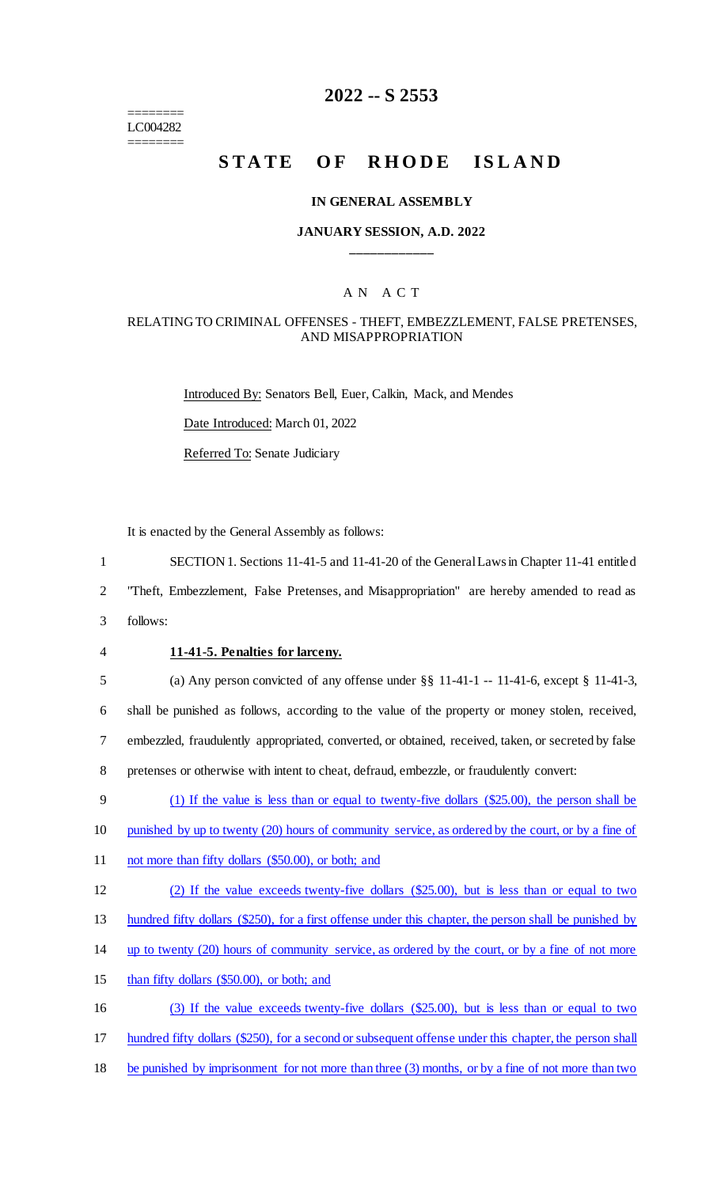========
LC004282
========

# 2022 -- S 2553

# STATE OF RHODE ISLAND

### IN GENERAL ASSEMBLY

### JANUARY SESSION, A.D. 2022

____________

### A N A C T

### RELATING TO CRIMINAL OFFENSES - THEFT, EMBEZZLEMENT, FALSE PRETENSES, AND MISAPPROPRIATION

Introduced By: Senators Bell, Euer, Calkin, Mack, and Mendes

Date Introduced: March 01, 2022

Referred To: Senate Judiciary

It is enacted by the General Assembly as follows:

1 SECTION 1. Sections 11-41-5 and 11-41-20 of the General Laws in Chapter 11-41 entitled
2 "Theft, Embezzlement, False Pretenses, and Misappropriation" are hereby amended to read as
3 follows:

4 **11-41-5. Penalties for larceny.**

5 (a) Any person convicted of any offense under §§ 11-41-1 -- 11-41-6, except § 11-41-3,
6 shall be punished as follows, according to the value of the property or money stolen, received,
7 embezzled, fraudulently appropriated, converted, or obtained, received, taken, or secreted by false
8 pretenses or otherwise with intent to cheat, defraud, embezzle, or fraudulently convert:

9 (1) If the value is less than or equal to twenty-five dollars ($25.00), the person shall be
10 punished by up to twenty (20) hours of community service, as ordered by the court, or by a fine of
11 not more than fifty dollars ($50.00), or both; and

12 (2) If the value exceeds twenty-five dollars ($25.00), but is less than or equal to two
13 hundred fifty dollars ($250), for a first offense under this chapter, the person shall be punished by
14 up to twenty (20) hours of community service, as ordered by the court, or by a fine of not more
15 than fifty dollars ($50.00), or both; and

16 (3) If the value exceeds twenty-five dollars ($25.00), but is less than or equal to two
17 hundred fifty dollars ($250), for a second or subsequent offense under this chapter, the person shall
18 be punished by imprisonment for not more than three (3) months, or by a fine of not more than two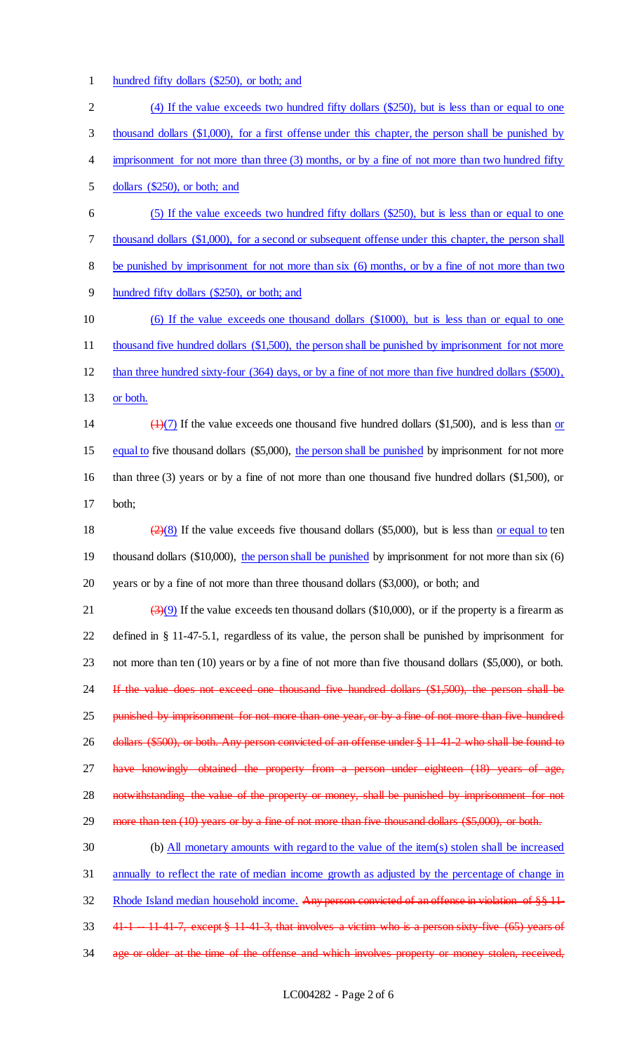hundred fifty dollars ($250), or both; and

(4) If the value exceeds two hundred fifty dollars ($250), but is less than or equal to one thousand dollars ($1,000), for a first offense under this chapter, the person shall be punished by imprisonment for not more than three (3) months, or by a fine of not more than two hundred fifty dollars ($250), or both; and

(5) If the value exceeds two hundred fifty dollars ($250), but is less than or equal to one thousand dollars ($1,000), for a second or subsequent offense under this chapter, the person shall be punished by imprisonment for not more than six (6) months, or by a fine of not more than two hundred fifty dollars ($250), or both; and

(6) If the value exceeds one thousand dollars ($1000), but is less than or equal to one thousand five hundred dollars ($1,500), the person shall be punished by imprisonment for not more than three hundred sixty-four (364) days, or by a fine of not more than five hundred dollars ($500), or both.

~~(1)~~(7) If the value exceeds one thousand five hundred dollars ($1,500), and is less than or equal to five thousand dollars ($5,000), the person shall be punished by imprisonment for not more than three (3) years or by a fine of not more than one thousand five hundred dollars ($1,500), or both;

~~(2)~~(8) If the value exceeds five thousand dollars ($5,000), but is less than or equal to ten thousand dollars ($10,000), the person shall be punished by imprisonment for not more than six (6) years or by a fine of not more than three thousand dollars ($3,000), or both; and

~~(3)~~(9) If the value exceeds ten thousand dollars ($10,000), or if the property is a firearm as defined in § 11-47-5.1, regardless of its value, the person shall be punished by imprisonment for not more than ten (10) years or by a fine of not more than five thousand dollars ($5,000), or both. ~~If the value does not exceed one thousand five hundred dollars ($1,500), the person shall be punished by imprisonment for not more than one year, or by a fine of not more than five hundred dollars ($500), or both. Any person convicted of an offense under § 11-41-2 who shall be found to have knowingly obtained the property from a person under eighteen (18) years of age, notwithstanding the value of the property or money, shall be punished by imprisonment for not more than ten (10) years or by a fine of not more than five thousand dollars ($5,000), or both.~~

(b) All monetary amounts with regard to the value of the item(s) stolen shall be increased annually to reflect the rate of median income growth as adjusted by the percentage of change in Rhode Island median household income. ~~Any person convicted of an offense in violation of §§ 11-41-1 -- 11-41-7, except § 11-41-3, that involves a victim who is a person sixty-five (65) years of age or older at the time of the offense and which involves property or money stolen, received,~~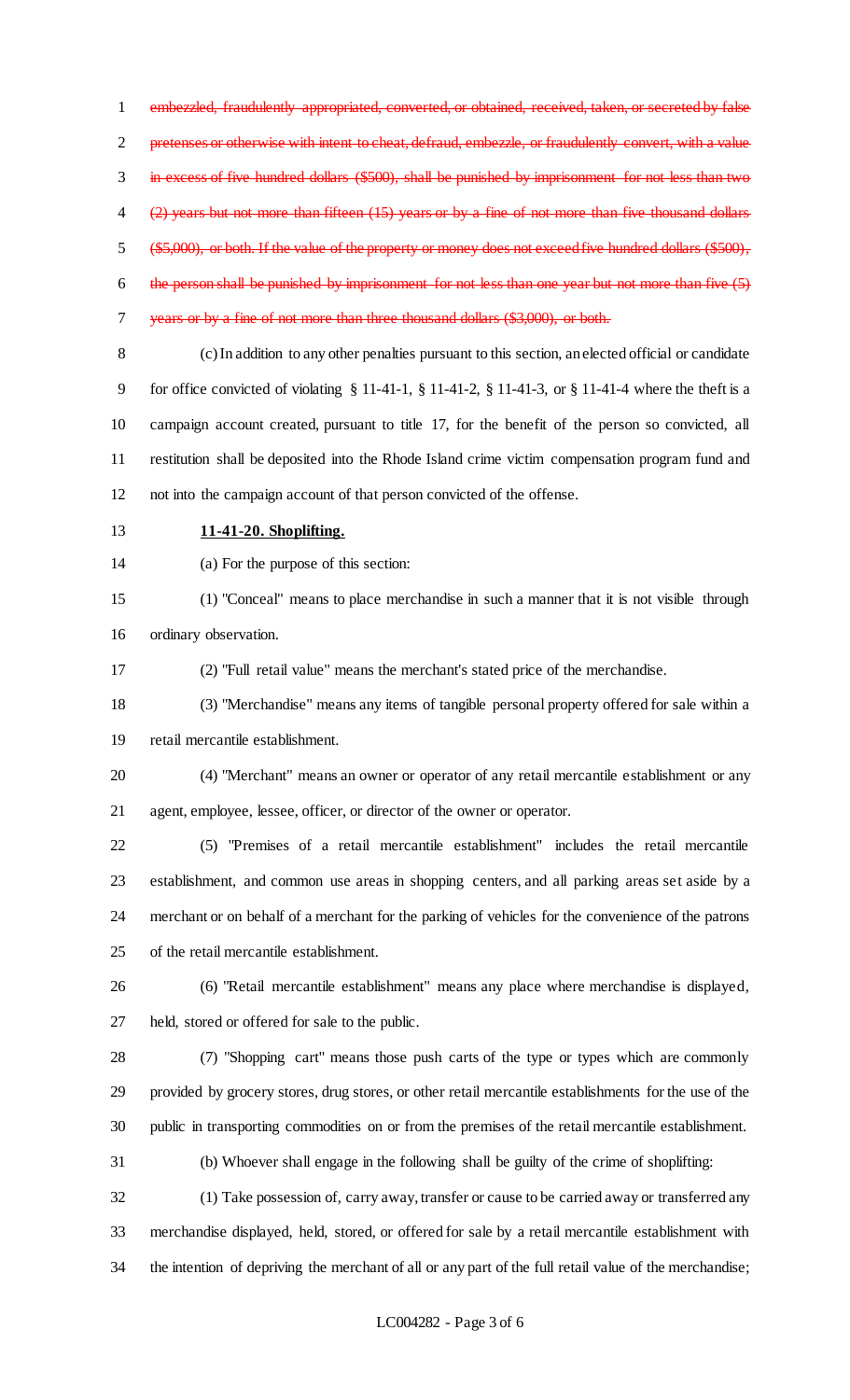~~embezzled, fraudulently appropriated, converted, or obtained, received, taken, or secreted by false pretenses or otherwise with intent to cheat, defraud, embezzle, or fraudulently convert, with a value in excess of five hundred dollars ($500), shall be punished by imprisonment for not less than two (2) years but not more than fifteen (15) years or by a fine of not more than five thousand dollars ($5,000), or both. If the value of the property or money does not exceed five hundred dollars ($500), the person shall be punished by imprisonment for not less than one year but not more than five (5) years or by a fine of not more than three thousand dollars ($3,000), or both.~~

(c) In addition to any other penalties pursuant to this section, an elected official or candidate for office convicted of violating § 11-41-1, § 11-41-2, § 11-41-3, or § 11-41-4 where the theft is a campaign account created, pursuant to title 17, for the benefit of the person so convicted, all restitution shall be deposited into the Rhode Island crime victim compensation program fund and not into the campaign account of that person convicted of the offense.

**11-41-20. Shoplifting.**

(a) For the purpose of this section:

(1) "Conceal" means to place merchandise in such a manner that it is not visible through ordinary observation.

(2) "Full retail value" means the merchant's stated price of the merchandise.

(3) "Merchandise" means any items of tangible personal property offered for sale within a retail mercantile establishment.

(4) "Merchant" means an owner or operator of any retail mercantile establishment or any agent, employee, lessee, officer, or director of the owner or operator.

(5) "Premises of a retail mercantile establishment" includes the retail mercantile establishment, and common use areas in shopping centers, and all parking areas set aside by a merchant or on behalf of a merchant for the parking of vehicles for the convenience of the patrons of the retail mercantile establishment.

(6) "Retail mercantile establishment" means any place where merchandise is displayed, held, stored or offered for sale to the public.

(7) "Shopping cart" means those push carts of the type or types which are commonly provided by grocery stores, drug stores, or other retail mercantile establishments for the use of the public in transporting commodities on or from the premises of the retail mercantile establishment.

(b) Whoever shall engage in the following shall be guilty of the crime of shoplifting:

(1) Take possession of, carry away, transfer or cause to be carried away or transferred any merchandise displayed, held, stored, or offered for sale by a retail mercantile establishment with the intention of depriving the merchant of all or any part of the full retail value of the merchandise;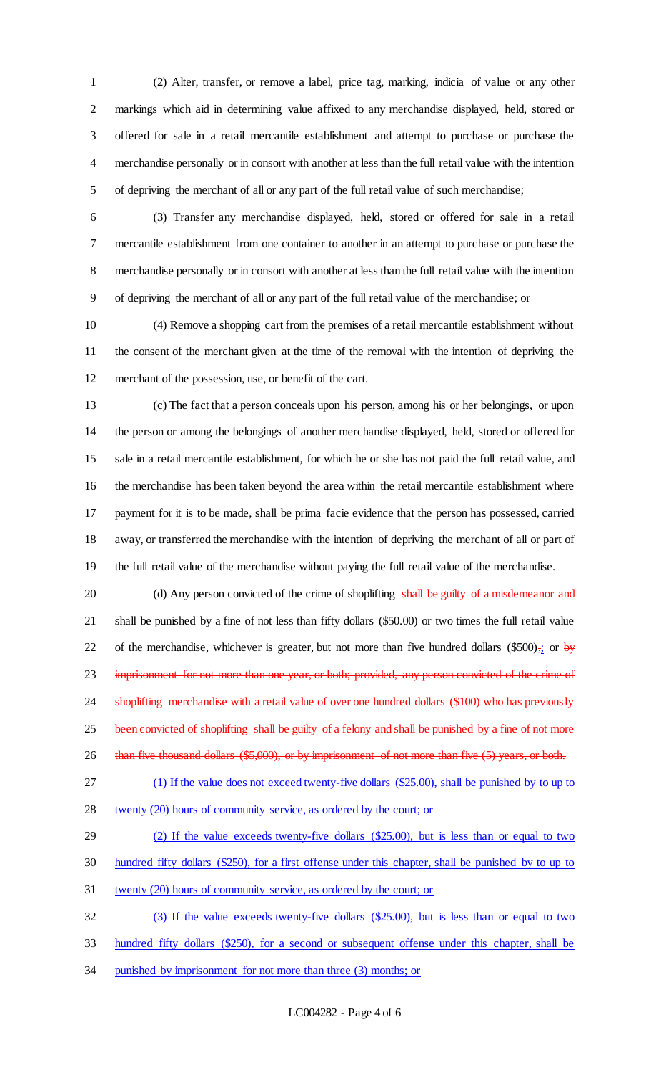(2) Alter, transfer, or remove a label, price tag, marking, indicia of value or any other markings which aid in determining value affixed to any merchandise displayed, held, stored or offered for sale in a retail mercantile establishment and attempt to purchase or purchase the merchandise personally or in consort with another at less than the full retail value with the intention of depriving the merchant of all or any part of the full retail value of such merchandise;

(3) Transfer any merchandise displayed, held, stored or offered for sale in a retail mercantile establishment from one container to another in an attempt to purchase or purchase the merchandise personally or in consort with another at less than the full retail value with the intention of depriving the merchant of all or any part of the full retail value of the merchandise; or

(4) Remove a shopping cart from the premises of a retail mercantile establishment without the consent of the merchant given at the time of the removal with the intention of depriving the merchant of the possession, use, or benefit of the cart.

(c) The fact that a person conceals upon his person, among his or her belongings, or upon the person or among the belongings of another merchandise displayed, held, stored or offered for sale in a retail mercantile establishment, for which he or she has not paid the full retail value, and the merchandise has been taken beyond the area within the retail mercantile establishment where payment for it is to be made, shall be prima facie evidence that the person has possessed, carried away, or transferred the merchandise with the intention of depriving the merchant of all or part of the full retail value of the merchandise without paying the full retail value of the merchandise.

(d) Any person convicted of the crime of shoplifting ~~shall be guilty of a misdemeanor and~~ shall be punished by a fine of not less than fifty dollars ($50.00) or two times the full retail value of the merchandise, whichever is greater, but not more than five hundred dollars ($500)~~,~~; or ~~by imprisonment for not more than one year, or both; provided, any person convicted of the crime of shoplifting merchandise with a retail value of over one hundred dollars ($100) who has previously been convicted of shoplifting shall be guilty of a felony and shall be punished by a fine of not more than five thousand dollars ($5,000), or by imprisonment of not more than five (5) years, or both.~~

(1) If the value does not exceed twenty-five dollars ($25.00), shall be punished by to up to twenty (20) hours of community service, as ordered by the court; or

(2) If the value exceeds twenty-five dollars ($25.00), but is less than or equal to two hundred fifty dollars ($250), for a first offense under this chapter, shall be punished by to up to twenty (20) hours of community service, as ordered by the court; or

(3) If the value exceeds twenty-five dollars ($25.00), but is less than or equal to two hundred fifty dollars ($250), for a second or subsequent offense under this chapter, shall be punished by imprisonment for not more than three (3) months; or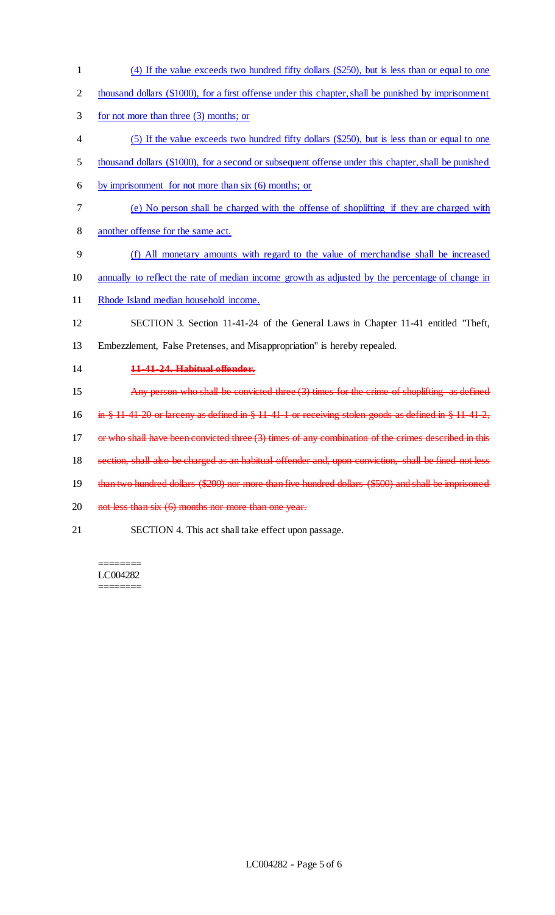(4) If the value exceeds two hundred fifty dollars ($250), but is less than or equal to one thousand dollars ($1000), for a first offense under this chapter, shall be punished by imprisonment for not more than three (3) months; or

(5) If the value exceeds two hundred fifty dollars ($250), but is less than or equal to one thousand dollars ($1000), for a second or subsequent offense under this chapter, shall be punished by imprisonment for not more than six (6) months; or

(e) No person shall be charged with the offense of shoplifting if they are charged with another offense for the same act.

(f) All monetary amounts with regard to the value of merchandise shall be increased annually to reflect the rate of median income growth as adjusted by the percentage of change in Rhode Island median household income.

SECTION 3. Section 11-41-24 of the General Laws in Chapter 11-41 entitled "Theft, Embezzlement, False Pretenses, and Misappropriation" is hereby repealed.

~~**11-41-24. Habitual offender.**~~

~~Any person who shall be convicted three (3) times for the crime of shoplifting as defined in § 11-41-20 or larceny as defined in § 11-41-1 or receiving stolen goods as defined in § 11-41-2, or who shall have been convicted three (3) times of any combination of the crimes described in this section, shall also be charged as an habitual offender and, upon conviction, shall be fined not less than two hundred dollars ($200) nor more than five hundred dollars ($500) and shall be imprisoned not less than six (6) months nor more than one year.~~

SECTION 4. This act shall take effect upon passage.

========
LC004282
========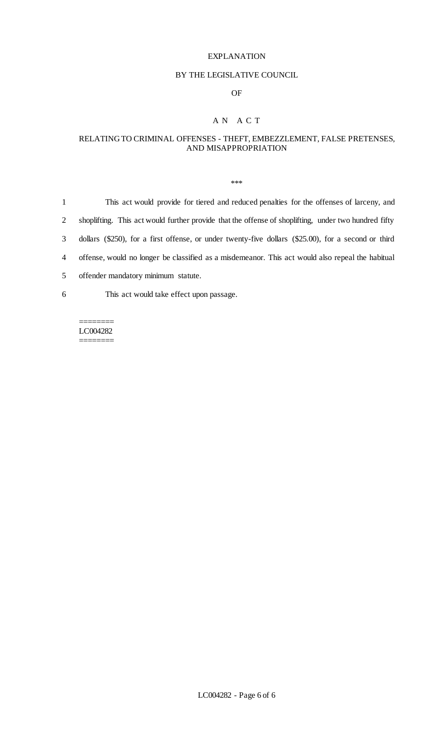EXPLANATION

BY THE LEGISLATIVE COUNCIL

OF

A N A C T

RELATING TO CRIMINAL OFFENSES - THEFT, EMBEZZLEMENT, FALSE PRETENSES, AND MISAPPROPRIATION

\*\*\*

1 This act would provide for tiered and reduced penalties for the offenses of larceny, and
2 shoplifting. This act would further provide that the offense of shoplifting, under two hundred fifty
3 dollars ($250), for a first offense, or under twenty-five dollars ($25.00), for a second or third
4 offense, would no longer be classified as a misdemeanor. This act would also repeal the habitual
5 offender mandatory minimum statute.
6 This act would take effect upon passage.

========
LC004282
========